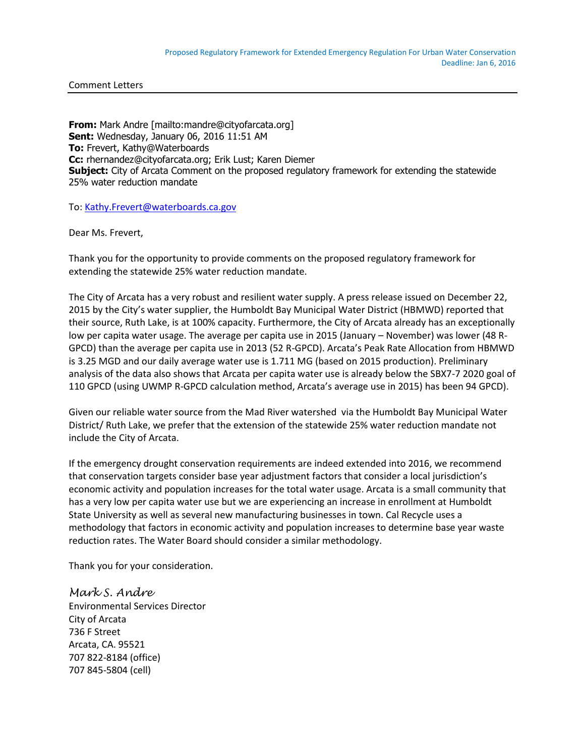Proposed Regulatory Framework for Extended Emergency Regulation For Urban Water Conservation
Deadline: Jan 6, 2016

Comment Letters

---

**From:** Mark Andre [mailto:mandre@cityofarcata.org]
**Sent:** Wednesday, January 06, 2016 11:51 AM
**To:** Frevert, Kathy@Waterboards
**Cc:** rhernandez@cityofarcata.org; Erik Lust; Karen Diemer
**Subject:** City of Arcata Comment on the proposed regulatory framework for extending the statewide 25% water reduction mandate

To: Kathy.Frevert@waterboards.ca.gov

Dear Ms. Frevert,

Thank you for the opportunity to provide comments on the proposed regulatory framework for extending the statewide 25% water reduction mandate.

The City of Arcata has a very robust and resilient water supply. A press release issued on December 22, 2015 by the City's water supplier, the Humboldt Bay Municipal Water District (HBMWD) reported that their source, Ruth Lake, is at 100% capacity. Furthermore, the City of Arcata already has an exceptionally low per capita water usage. The average per capita use in 2015 (January – November) was lower (48 R-GPCD) than the average per capita use in 2013 (52 R-GPCD). Arcata's Peak Rate Allocation from HBMWD is 3.25 MGD and our daily average water use is 1.711 MG (based on 2015 production). Preliminary analysis of the data also shows that Arcata per capita water use is already below the SBX7-7 2020 goal of 110 GPCD (using UWMP R-GPCD calculation method, Arcata's average use in 2015) has been 94 GPCD).

Given our reliable water source from the Mad River watershed via the Humboldt Bay Municipal Water District/ Ruth Lake, we prefer that the extension of the statewide 25% water reduction mandate not include the City of Arcata.

If the emergency drought conservation requirements are indeed extended into 2016, we recommend that conservation targets consider base year adjustment factors that consider a local jurisdiction's economic activity and population increases for the total water usage. Arcata is a small community that has a very low per capita water use but we are experiencing an increase in enrollment at Humboldt State University as well as several new manufacturing businesses in town. Cal Recycle uses a methodology that factors in economic activity and population increases to determine base year waste reduction rates. The Water Board should consider a similar methodology.

Thank you for your consideration.

*Mark S. Andre*
Environmental Services Director
City of Arcata
736 F Street
Arcata, CA. 95521
707 822-8184 (office)
707 845-5804 (cell)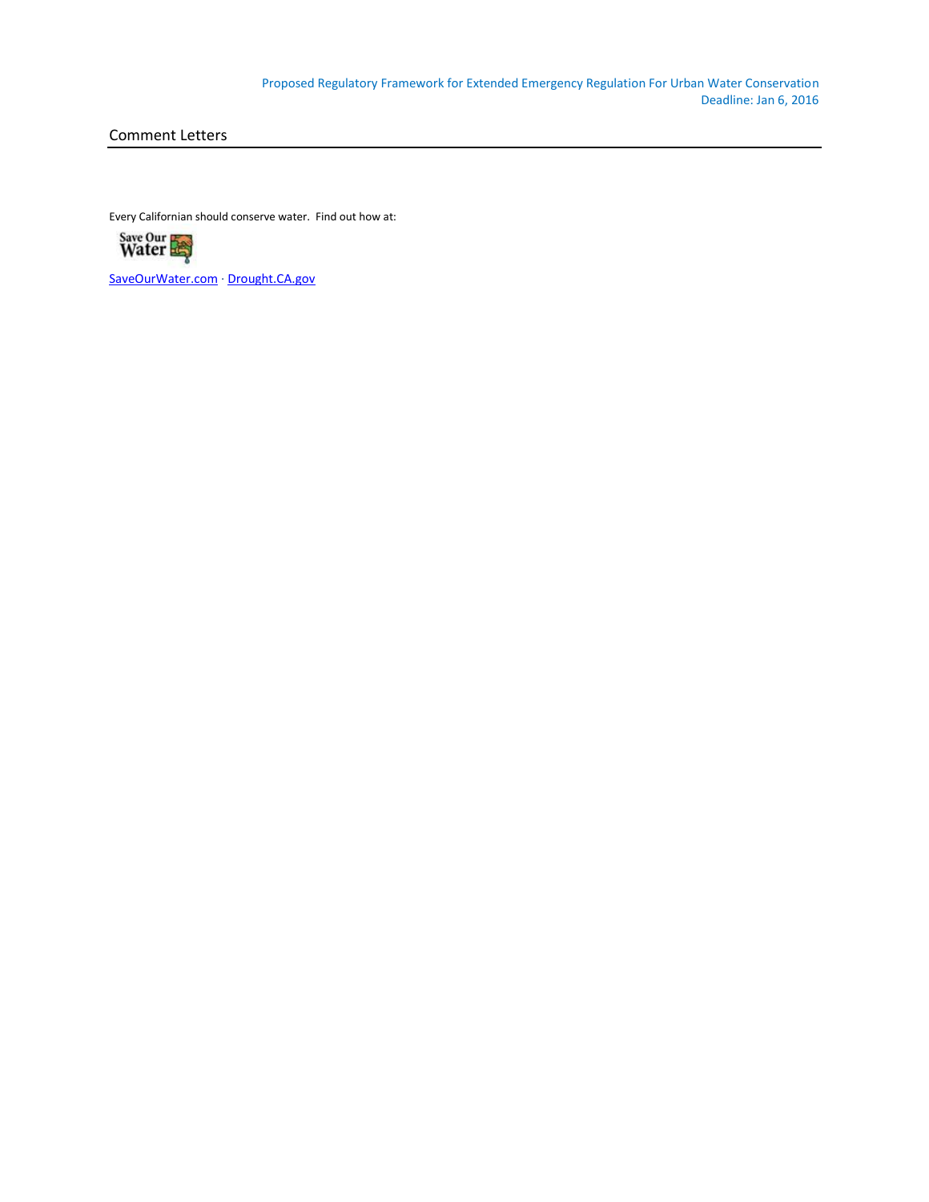Every Californian should conserve water. Find out how at:

Save Our Water

SaveOurWater.com · Drought.CA.gov